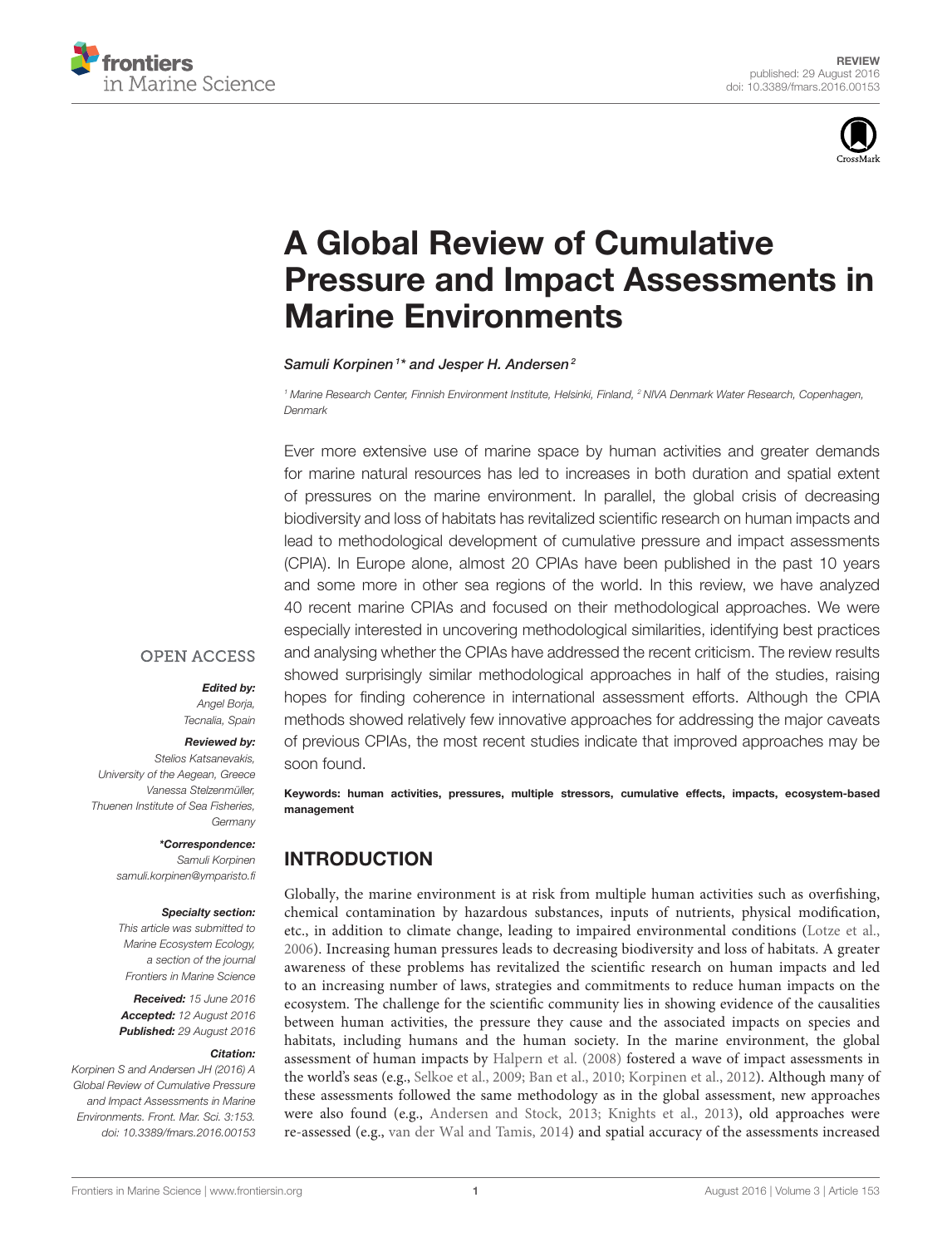REVIEW
published: 29 August 2016
doi: 10.3389/fmars.2016.00153

# A Global Review of Cumulative Pressure and Impact Assessments in Marine Environments

*Samuli Korpinen[1]\* and Jesper H. Andersen[2]*

[1] Marine Research Center, Finnish Environment Institute, Helsinki, Finland, [2] NIVA Denmark Water Research, Copenhagen, Denmark

Ever more extensive use of marine space by human activities and greater demands for marine natural resources has led to increases in both duration and spatial extent of pressures on the marine environment. In parallel, the global crisis of decreasing biodiversity and loss of habitats has revitalized scientific research on human impacts and lead to methodological development of cumulative pressure and impact assessments (CPIA). In Europe alone, almost 20 CPIAs have been published in the past 10 years and some more in other sea regions of the world. In this review, we have analyzed 40 recent marine CPIAs and focused on their methodological approaches. We were especially interested in uncovering methodological similarities, identifying best practices and analysing whether the CPIAs have addressed the recent criticism. The review results showed surprisingly similar methodological approaches in half of the studies, raising hopes for finding coherence in international assessment efforts. Although the CPIA methods showed relatively few innovative approaches for addressing the major caveats of previous CPIAs, the most recent studies indicate that improved approaches may be soon found.

**Keywords: human activities, pressures, multiple stressors, cumulative effects, impacts, ecosystem-based management**

OPEN ACCESS

***Edited by:***
*Angel Borja,*
*Tecnalia, Spain*

***Reviewed by:***
*Stelios Katsanevakis,*
*University of the Aegean, Greece*
*Vanessa Stelzenmüller,*
*Thuenen Institute of Sea Fisheries, Germany*

***\*Correspondence:***
*Samuli Korpinen*
*samuli.korpinen@ymparisto.fi*

***Specialty section:***
*This article was submitted to Marine Ecosystem Ecology, a section of the journal Frontiers in Marine Science*

***Received:*** *15 June 2016*
***Accepted:*** *12 August 2016*
***Published:*** *29 August 2016*

***Citation:***
*Korpinen S and Andersen JH (2016) A Global Review of Cumulative Pressure and Impact Assessments in Marine Environments. Front. Mar. Sci. 3:153. doi: 10.3389/fmars.2016.00153*

## INTRODUCTION

Globally, the marine environment is at risk from multiple human activities such as overfishing, chemical contamination by hazardous substances, inputs of nutrients, physical modification, etc., in addition to climate change, leading to impaired environmental conditions (Lotze et al., 2006). Increasing human pressures leads to decreasing biodiversity and loss of habitats. A greater awareness of these problems has revitalized the scientific research on human impacts and led to an increasing number of laws, strategies and commitments to reduce human impacts on the ecosystem. The challenge for the scientific community lies in showing evidence of the causalities between human activities, the pressure they cause and the associated impacts on species and habitats, including humans and the human society. In the marine environment, the global assessment of human impacts by Halpern et al. (2008) fostered a wave of impact assessments in the world's seas (e.g., Selkoe et al., 2009; Ban et al., 2010; Korpinen et al., 2012). Although many of these assessments followed the same methodology as in the global assessment, new approaches were also found (e.g., Andersen and Stock, 2013; Knights et al., 2013), old approaches were re-assessed (e.g., van der Wal and Tamis, 2014) and spatial accuracy of the assessments increased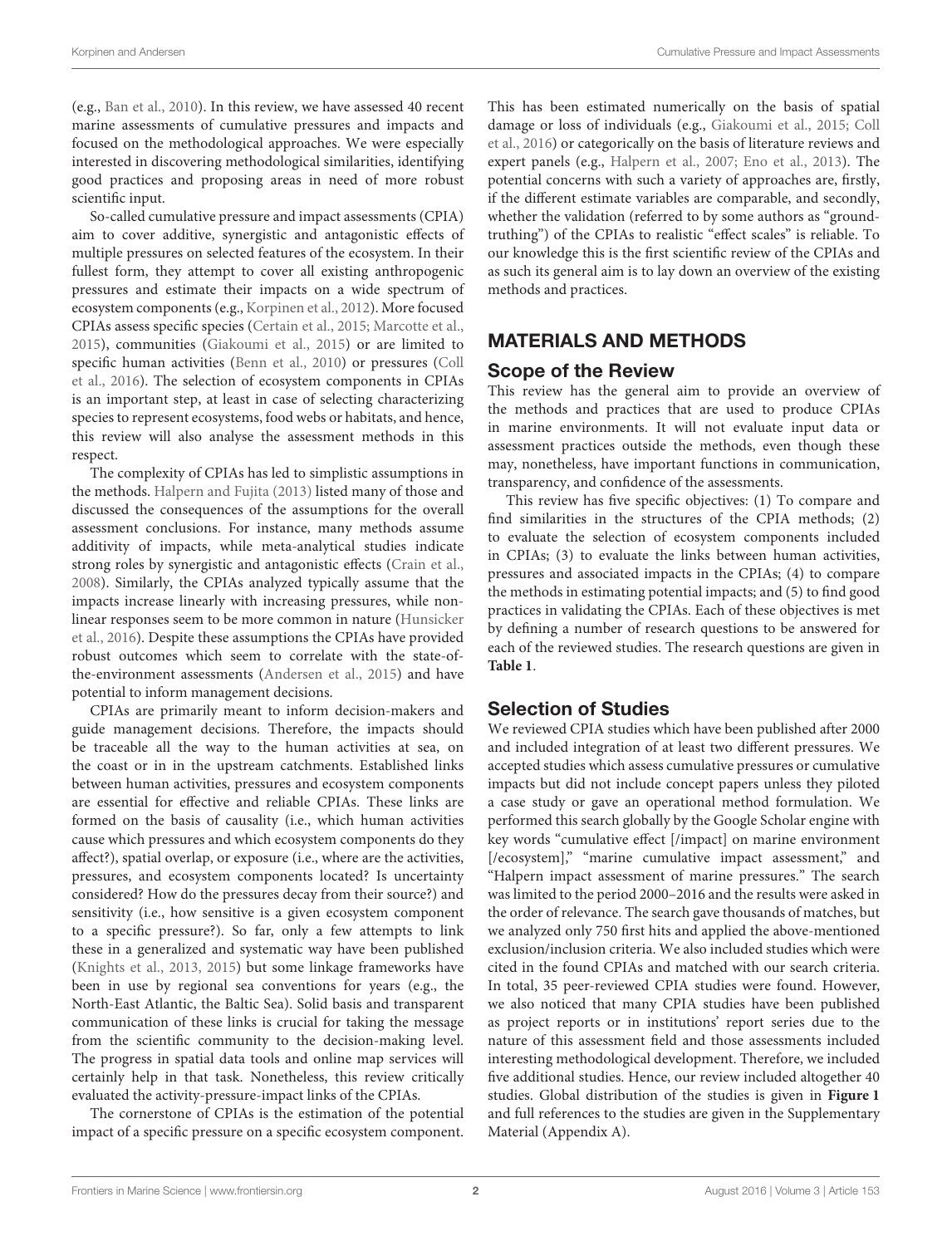(e.g., Ban et al., 2010). In this review, we have assessed 40 recent marine assessments of cumulative pressures and impacts and focused on the methodological approaches. We were especially interested in discovering methodological similarities, identifying good practices and proposing areas in need of more robust scientific input.

So-called cumulative pressure and impact assessments (CPIA) aim to cover additive, synergistic and antagonistic effects of multiple pressures on selected features of the ecosystem. In their fullest form, they attempt to cover all existing anthropogenic pressures and estimate their impacts on a wide spectrum of ecosystem components (e.g., Korpinen et al., 2012). More focused CPIAs assess specific species (Certain et al., 2015; Marcotte et al., 2015), communities (Giakoumi et al., 2015) or are limited to specific human activities (Benn et al., 2010) or pressures (Coll et al., 2016). The selection of ecosystem components in CPIAs is an important step, at least in case of selecting characterizing species to represent ecosystems, food webs or habitats, and hence, this review will also analyse the assessment methods in this respect.

The complexity of CPIAs has led to simplistic assumptions in the methods. Halpern and Fujita (2013) listed many of those and discussed the consequences of the assumptions for the overall assessment conclusions. For instance, many methods assume additivity of impacts, while meta-analytical studies indicate strong roles by synergistic and antagonistic effects (Crain et al., 2008). Similarly, the CPIAs analyzed typically assume that the impacts increase linearly with increasing pressures, while non-linear responses seem to be more common in nature (Hunsicker et al., 2016). Despite these assumptions the CPIAs have provided robust outcomes which seem to correlate with the state-of-the-environment assessments (Andersen et al., 2015) and have potential to inform management decisions.

CPIAs are primarily meant to inform decision-makers and guide management decisions. Therefore, the impacts should be traceable all the way to the human activities at sea, on the coast or in in the upstream catchments. Established links between human activities, pressures and ecosystem components are essential for effective and reliable CPIAs. These links are formed on the basis of causality (i.e., which human activities cause which pressures and which ecosystem components do they affect?), spatial overlap, or exposure (i.e., where are the activities, pressures, and ecosystem components located? Is uncertainty considered? How do the pressures decay from their source?) and sensitivity (i.e., how sensitive is a given ecosystem component to a specific pressure?). So far, only a few attempts to link these in a generalized and systematic way have been published (Knights et al., 2013, 2015) but some linkage frameworks have been in use by regional sea conventions for years (e.g., the North-East Atlantic, the Baltic Sea). Solid basis and transparent communication of these links is crucial for taking the message from the scientific community to the decision-making level. The progress in spatial data tools and online map services will certainly help in that task. Nonetheless, this review critically evaluated the activity-pressure-impact links of the CPIAs.

The cornerstone of CPIAs is the estimation of the potential impact of a specific pressure on a specific ecosystem component. This has been estimated numerically on the basis of spatial damage or loss of individuals (e.g., Giakoumi et al., 2015; Coll et al., 2016) or categorically on the basis of literature reviews and expert panels (e.g., Halpern et al., 2007; Eno et al., 2013). The potential concerns with such a variety of approaches are, firstly, if the different estimate variables are comparable, and secondly, whether the validation (referred to by some authors as "ground-truthing") of the CPIAs to realistic "effect scales" is reliable. To our knowledge this is the first scientific review of the CPIAs and as such its general aim is to lay down an overview of the existing methods and practices.

## MATERIALS AND METHODS

### Scope of the Review

This review has the general aim to provide an overview of the methods and practices that are used to produce CPIAs in marine environments. It will not evaluate input data or assessment practices outside the methods, even though these may, nonetheless, have important functions in communication, transparency, and confidence of the assessments.

This review has five specific objectives: (1) To compare and find similarities in the structures of the CPIA methods; (2) to evaluate the selection of ecosystem components included in CPIAs; (3) to evaluate the links between human activities, pressures and associated impacts in the CPIAs; (4) to compare the methods in estimating potential impacts; and (5) to find good practices in validating the CPIAs. Each of these objectives is met by defining a number of research questions to be answered for each of the reviewed studies. The research questions are given in **Table 1**.

### Selection of Studies

We reviewed CPIA studies which have been published after 2000 and included integration of at least two different pressures. We accepted studies which assess cumulative pressures or cumulative impacts but did not include concept papers unless they piloted a case study or gave an operational method formulation. We performed this search globally by the Google Scholar engine with key words "cumulative effect [/impact] on marine environment [/ecosystem]," "marine cumulative impact assessment," and "Halpern impact assessment of marine pressures." The search was limited to the period 2000–2016 and the results were asked in the order of relevance. The search gave thousands of matches, but we analyzed only 750 first hits and applied the above-mentioned exclusion/inclusion criteria. We also included studies which were cited in the found CPIAs and matched with our search criteria. In total, 35 peer-reviewed CPIA studies were found. However, we also noticed that many CPIA studies have been published as project reports or in institutions' report series due to the nature of this assessment field and those assessments included interesting methodological development. Therefore, we included five additional studies. Hence, our review included altogether 40 studies. Global distribution of the studies is given in **Figure 1** and full references to the studies are given in the Supplementary Material (Appendix A).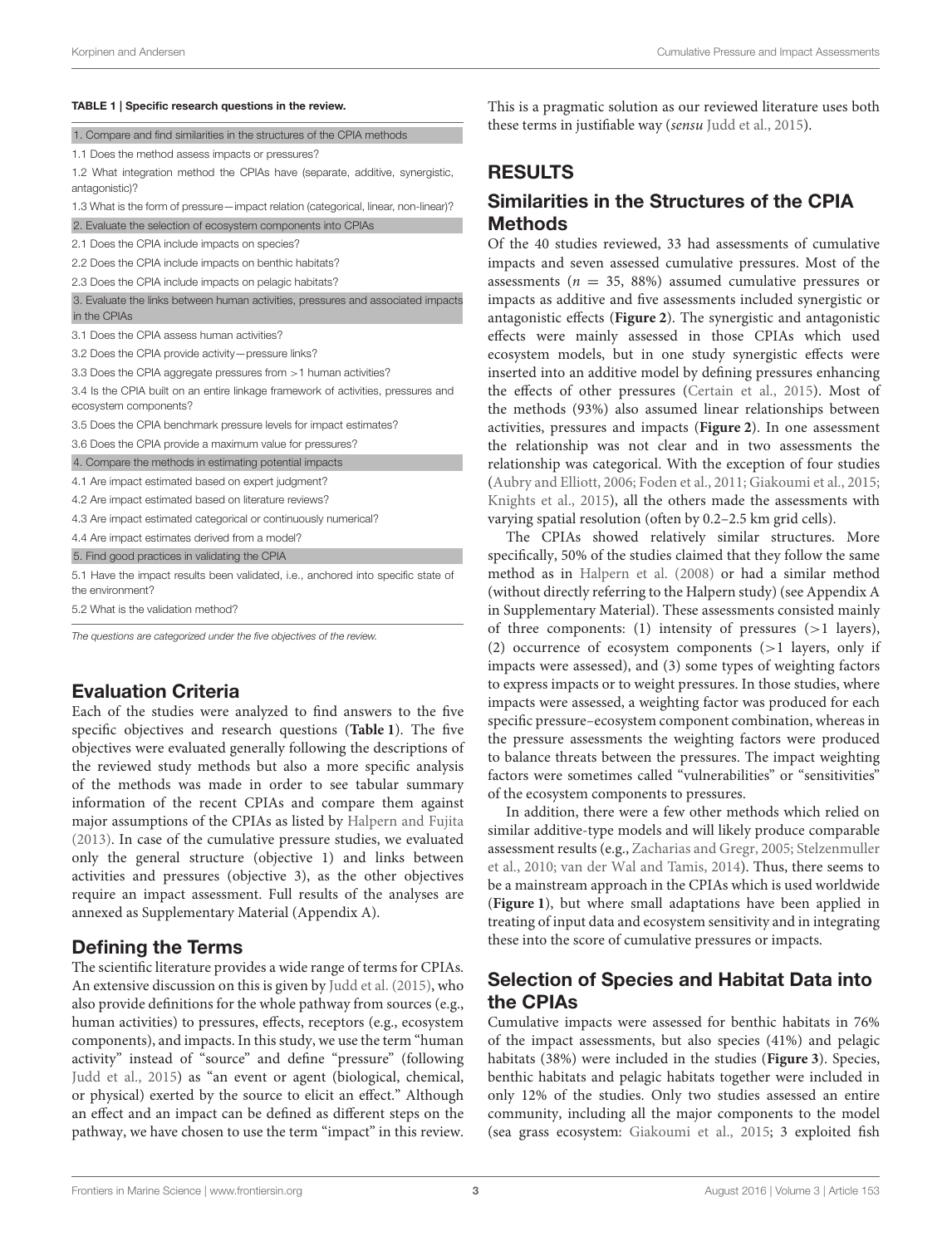**TABLE 1 | Specific research questions in the review.**

| |
|---|
| 1. Compare and find similarities in the structures of the CPIA methods |
| 1.1 Does the method assess impacts or pressures? |
| 1.2 What integration method the CPIAs have (separate, additive, synergistic, antagonistic)? |
| 1.3 What is the form of pressure—impact relation (categorical, linear, non-linear)? |
| 2. Evaluate the selection of ecosystem components into CPIAs |
| 2.1 Does the CPIA include impacts on species? |
| 2.2 Does the CPIA include impacts on benthic habitats? |
| 2.3 Does the CPIA include impacts on pelagic habitats? |
| 3. Evaluate the links between human activities, pressures and associated impacts in the CPIAs |
| 3.1 Does the CPIA assess human activities? |
| 3.2 Does the CPIA provide activity—pressure links? |
| 3.3 Does the CPIA aggregate pressures from >1 human activities? |
| 3.4 Is the CPIA built on an entire linkage framework of activities, pressures and ecosystem components? |
| 3.5 Does the CPIA benchmark pressure levels for impact estimates? |
| 3.6 Does the CPIA provide a maximum value for pressures? |
| 4. Compare the methods in estimating potential impacts |
| 4.1 Are impact estimated based on expert judgment? |
| 4.2 Are impact estimated based on literature reviews? |
| 4.3 Are impact estimated categorical or continuously numerical? |
| 4.4 Are impact estimates derived from a model? |
| 5. Find good practices in validating the CPIA |
| 5.1 Have the impact results been validated, i.e., anchored into specific state of the environment? |
| 5.2 What is the validation method? |

*The questions are categorized under the five objectives of the review.*

## Evaluation Criteria

Each of the studies were analyzed to find answers to the five specific objectives and research questions (**Table 1**). The five objectives were evaluated generally following the descriptions of the reviewed study methods but also a more specific analysis of the methods was made in order to see tabular summary information of the recent CPIAs and compare them against major assumptions of the CPIAs as listed by Halpern and Fujita (2013). In case of the cumulative pressure studies, we evaluated only the general structure (objective 1) and links between activities and pressures (objective 3), as the other objectives require an impact assessment. Full results of the analyses are annexed as Supplementary Material (Appendix A).

## Defining the Terms

The scientific literature provides a wide range of terms for CPIAs. An extensive discussion on this is given by Judd et al. (2015), who also provide definitions for the whole pathway from sources (e.g., human activities) to pressures, effects, receptors (e.g., ecosystem components), and impacts. In this study, we use the term "human activity" instead of "source" and define "pressure" (following Judd et al., 2015) as "an event or agent (biological, chemical, or physical) exerted by the source to elicit an effect." Although an effect and an impact can be defined as different steps on the pathway, we have chosen to use the term "impact" in this review. This is a pragmatic solution as our reviewed literature uses both these terms in justifiable way (*sensu* Judd et al., 2015).

# RESULTS

## Similarities in the Structures of the CPIA Methods

Of the 40 studies reviewed, 33 had assessments of cumulative impacts and seven assessed cumulative pressures. Most of the assessments ($n = 35$, 88%) assumed cumulative pressures or impacts as additive and five assessments included synergistic or antagonistic effects (**Figure 2**). The synergistic and antagonistic effects were mainly assessed in those CPIAs which used ecosystem models, but in one study synergistic effects were inserted into an additive model by defining pressures enhancing the effects of other pressures (Certain et al., 2015). Most of the methods (93%) also assumed linear relationships between activities, pressures and impacts (**Figure 2**). In one assessment the relationship was not clear and in two assessments the relationship was categorical. With the exception of four studies (Aubry and Elliott, 2006; Foden et al., 2011; Giakoumi et al., 2015; Knights et al., 2015), all the others made the assessments with varying spatial resolution (often by 0.2–2.5 km grid cells).

The CPIAs showed relatively similar structures. More specifically, 50% of the studies claimed that they follow the same method as in Halpern et al. (2008) or had a similar method (without directly referring to the Halpern study) (see Appendix A in Supplementary Material). These assessments consisted mainly of three components: (1) intensity of pressures (>1 layers), (2) occurrence of ecosystem components (>1 layers, only if impacts were assessed), and (3) some types of weighting factors to express impacts or to weight pressures. In those studies, where impacts were assessed, a weighting factor was produced for each specific pressure–ecosystem component combination, whereas in the pressure assessments the weighting factors were produced to balance threats between the pressures. The impact weighting factors were sometimes called "vulnerabilities" or "sensitivities" of the ecosystem components to pressures.

In addition, there were a few other methods which relied on similar additive-type models and will likely produce comparable assessment results (e.g., Zacharias and Gregr, 2005; Stelzenmuller et al., 2010; van der Wal and Tamis, 2014). Thus, there seems to be a mainstream approach in the CPIAs which is used worldwide (**Figure 1**), but where small adaptations have been applied in treating of input data and ecosystem sensitivity and in integrating these into the score of cumulative pressures or impacts.

## Selection of Species and Habitat Data into the CPIAs

Cumulative impacts were assessed for benthic habitats in 76% of the impact assessments, but also species (41%) and pelagic habitats (38%) were included in the studies (**Figure 3**). Species, benthic habitats and pelagic habitats together were included in only 12% of the studies. Only two studies assessed an entire community, including all the major components to the model (sea grass ecosystem: Giakoumi et al., 2015; 3 exploited fish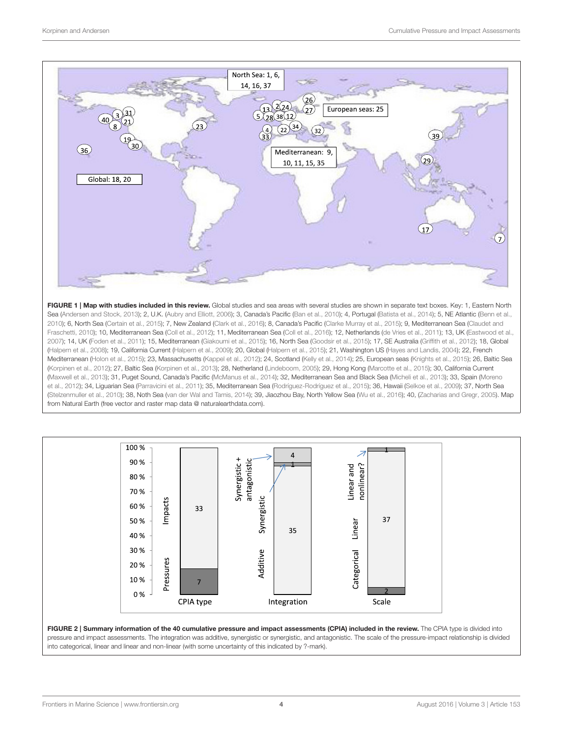**FIGURE 1 | Map with studies included in this review.** Global studies and sea areas with several studies are shown in separate text boxes. Key: 1, Eastern North Sea (Andersen and Stock, 2013); 2, U.K. (Aubry and Elliott, 2006); 3, Canada's Pacific (Ban et al., 2010); 4, Portugal (Batista et al., 2014); 5, NE Atlantic (Benn et al., 2010); 6, North Sea (Certain et al., 2015); 7, New Zealand (Clark et al., 2016); 8, Canada's Pacific (Clarke Murray et al., 2015); 9, Mediterranean Sea (Claudet and Fraschetti, 2010); 10, Mediterranean Sea (Coll et al., 2012); 11, Mediterranean Sea (Coll et al., 2016); 12, Netherlands (de Vries et al., 2011); 13, UK (Eastwood et al., 2007); 14, UK (Foden et al., 2011); 15, Mediterranean (Giakoumi et al., 2015); 16, North Sea (Goodsir et al., 2015); 17, SE Australia (Griffith et al., 2012); 18, Global (Halpern et al., 2008); 19, California Current (Halpern et al., 2009); 20, Global (Halpern et al., 2015); 21, Washington US (Hayes and Landis, 2004); 22, French Mediterranean (Holon et al., 2015); 23, Massachusetts (Kappel et al., 2012); 24, Scotland (Kelly et al., 2014); 25, European seas (Knights et al., 2015); 26, Baltic Sea (Korpinen et al., 2012); 27, Baltic Sea (Korpinen et al., 2013); 28, Netherland (Lindeboom, 2005); 29, Hong Kong (Marcotte et al., 2015); 30, California Current (Maxwell et al., 2013); 31, Puget Sound, Canada's Pacific (McManus et al., 2014); 32, Mediterranean Sea and Black Sea (Micheli et al., 2013); 33, Spain (Moreno et al., 2012); 34, Liguarian Sea (Parravicini et al., 2011); 35, Mediterranean Sea (Rodríguez-Rodríguez et al., 2015); 36, Hawaii (Selkoe et al., 2009); 37, North Sea (Stelzenmuller et al., 2010); 38, Noth Sea (van der Wal and Tamis, 2014); 39, Jiaozhou Bay, North Yellow Sea (Wu et al., 2016); 40, (Zacharias and Gregr, 2005). Map from Natural Earth (free vector and raster map data @ naturalearthdata.com).

**FIGURE 2 | Summary information of the 40 cumulative pressure and impact assessments (CPIA) included in the review.** The CPIA type is divided into pressure and impact assessments. The integration was additive, synergistic or synergistic, and antagonistic. The scale of the pressure-impact relationship is divided into categorical, linear and linear and non-linear (with some uncertainty of this indicated by ?-mark).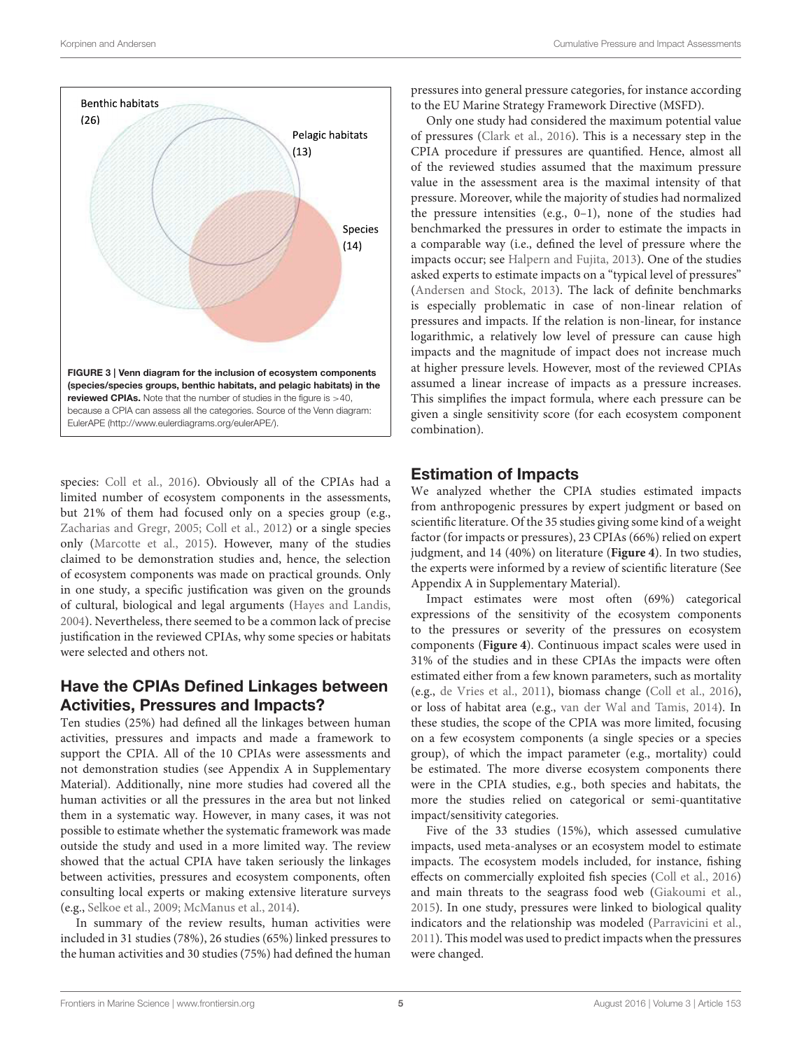FIGURE 3 | Venn diagram for the inclusion of ecosystem components (species/species groups, benthic habitats, and pelagic habitats) in the reviewed CPIAs. Note that the number of studies in the figure is >40, because a CPIA can assess all the categories. Source of the Venn diagram: EulerAPE (http://www.eulerdiagrams.org/eulerAPE/).

species: Coll et al., 2016). Obviously all of the CPIAs had a limited number of ecosystem components in the assessments, but 21% of them had focused only on a species group (e.g., Zacharias and Gregr, 2005; Coll et al., 2012) or a single species only (Marcotte et al., 2015). However, many of the studies claimed to be demonstration studies and, hence, the selection of ecosystem components was made on practical grounds. Only in one study, a specific justification was given on the grounds of cultural, biological and legal arguments (Hayes and Landis, 2004). Nevertheless, there seemed to be a common lack of precise justification in the reviewed CPIAs, why some species or habitats were selected and others not.

## Have the CPIAs Defined Linkages between Activities, Pressures and Impacts?

Ten studies (25%) had defined all the linkages between human activities, pressures and impacts and made a framework to support the CPIA. All of the 10 CPIAs were assessments and not demonstration studies (see Appendix A in Supplementary Material). Additionally, nine more studies had covered all the human activities or all the pressures in the area but not linked them in a systematic way. However, in many cases, it was not possible to estimate whether the systematic framework was made outside the study and used in a more limited way. The review showed that the actual CPIA have taken seriously the linkages between activities, pressures and ecosystem components, often consulting local experts or making extensive literature surveys (e.g., Selkoe et al., 2009; McManus et al., 2014).

In summary of the review results, human activities were included in 31 studies (78%), 26 studies (65%) linked pressures to the human activities and 30 studies (75%) had defined the human pressures into general pressure categories, for instance according to the EU Marine Strategy Framework Directive (MSFD).

Only one study had considered the maximum potential value of pressures (Clark et al., 2016). This is a necessary step in the CPIA procedure if pressures are quantified. Hence, almost all of the reviewed studies assumed that the maximum pressure value in the assessment area is the maximal intensity of that pressure. Moreover, while the majority of studies had normalized the pressure intensities (e.g., 0–1), none of the studies had benchmarked the pressures in order to estimate the impacts in a comparable way (i.e., defined the level of pressure where the impacts occur; see Halpern and Fujita, 2013). One of the studies asked experts to estimate impacts on a "typical level of pressures" (Andersen and Stock, 2013). The lack of definite benchmarks is especially problematic in case of non-linear relation of pressures and impacts. If the relation is non-linear, for instance logarithmic, a relatively low level of pressure can cause high impacts and the magnitude of impact does not increase much at higher pressure levels. However, most of the reviewed CPIAs assumed a linear increase of impacts as a pressure increases. This simplifies the impact formula, where each pressure can be given a single sensitivity score (for each ecosystem component combination).

## Estimation of Impacts

We analyzed whether the CPIA studies estimated impacts from anthropogenic pressures by expert judgment or based on scientific literature. Of the 35 studies giving some kind of a weight factor (for impacts or pressures), 23 CPIAs (66%) relied on expert judgment, and 14 (40%) on literature (**Figure 4**). In two studies, the experts were informed by a review of scientific literature (See Appendix A in Supplementary Material).

Impact estimates were most often (69%) categorical expressions of the sensitivity of the ecosystem components to the pressures or severity of the pressures on ecosystem components (**Figure 4**). Continuous impact scales were used in 31% of the studies and in these CPIAs the impacts were often estimated either from a few known parameters, such as mortality (e.g., de Vries et al., 2011), biomass change (Coll et al., 2016), or loss of habitat area (e.g., van der Wal and Tamis, 2014). In these studies, the scope of the CPIA was more limited, focusing on a few ecosystem components (a single species or a species group), of which the impact parameter (e.g., mortality) could be estimated. The more diverse ecosystem components there were in the CPIA studies, e.g., both species and habitats, the more the studies relied on categorical or semi-quantitative impact/sensitivity categories.

Five of the 33 studies (15%), which assessed cumulative impacts, used meta-analyses or an ecosystem model to estimate impacts. The ecosystem models included, for instance, fishing effects on commercially exploited fish species (Coll et al., 2016) and main threats to the seagrass food web (Giakoumi et al., 2015). In one study, pressures were linked to biological quality indicators and the relationship was modeled (Parravicini et al., 2011). This model was used to predict impacts when the pressures were changed.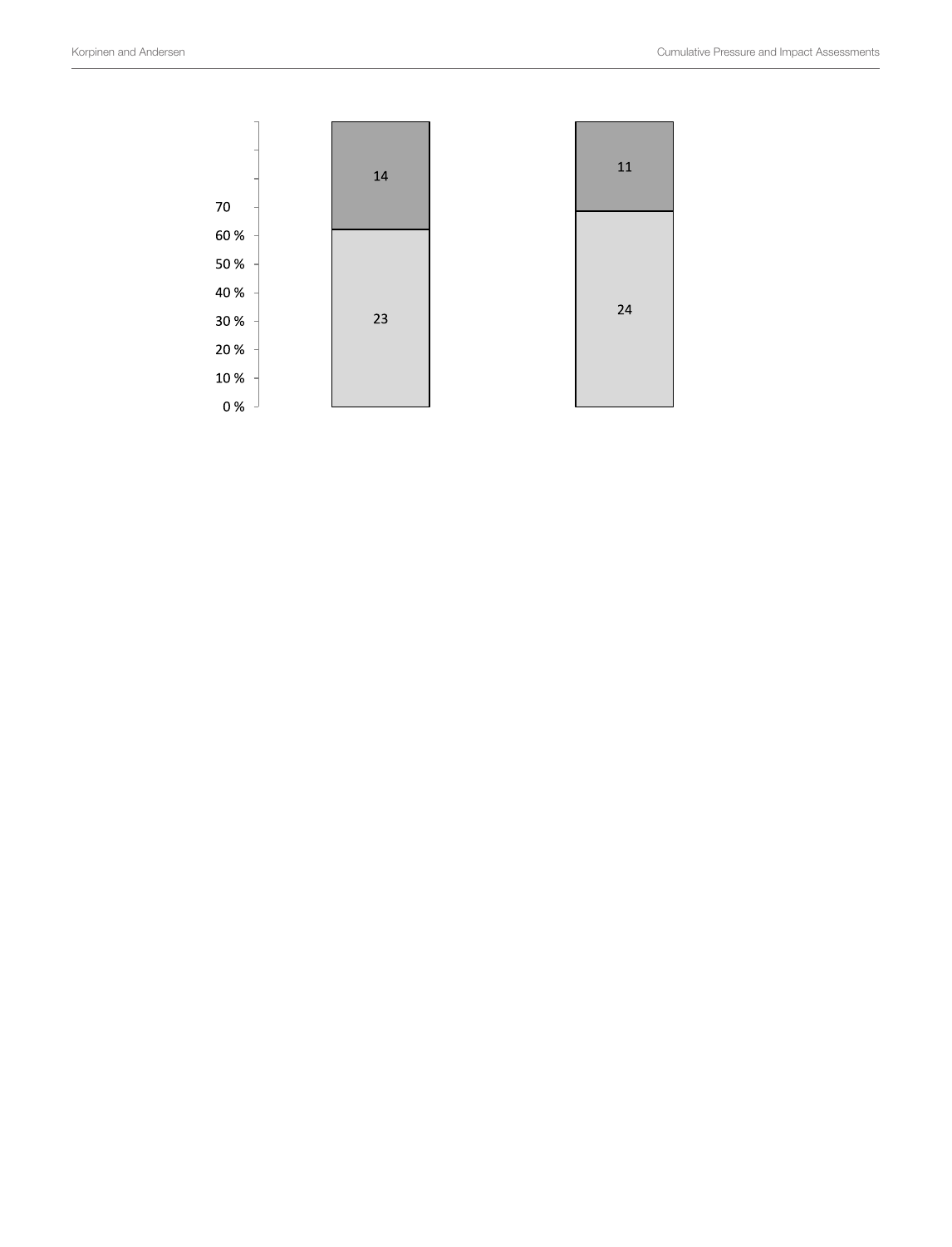70

60 %

50 %

40 %

30 %

20 %

10 %

0 %

14

23

11

24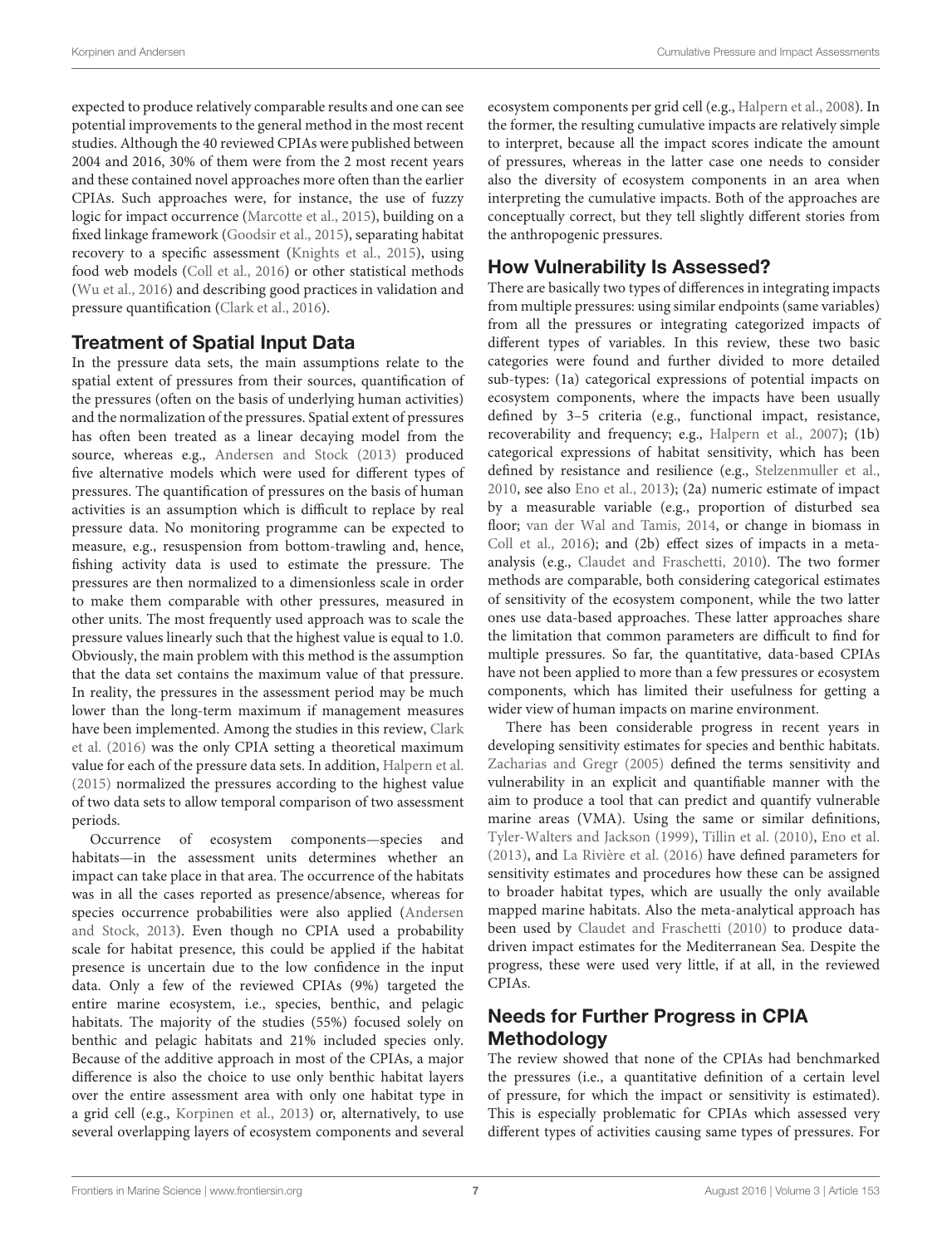expected to produce relatively comparable results and one can see potential improvements to the general method in the most recent studies. Although the 40 reviewed CPIAs were published between 2004 and 2016, 30% of them were from the 2 most recent years and these contained novel approaches more often than the earlier CPIAs. Such approaches were, for instance, the use of fuzzy logic for impact occurrence (Marcotte et al., 2015), building on a fixed linkage framework (Goodsir et al., 2015), separating habitat recovery to a specific assessment (Knights et al., 2015), using food web models (Coll et al., 2016) or other statistical methods (Wu et al., 2016) and describing good practices in validation and pressure quantification (Clark et al., 2016).

## Treatment of Spatial Input Data

In the pressure data sets, the main assumptions relate to the spatial extent of pressures from their sources, quantification of the pressures (often on the basis of underlying human activities) and the normalization of the pressures. Spatial extent of pressures has often been treated as a linear decaying model from the source, whereas e.g., Andersen and Stock (2013) produced five alternative models which were used for different types of pressures. The quantification of pressures on the basis of human activities is an assumption which is difficult to replace by real pressure data. No monitoring programme can be expected to measure, e.g., resuspension from bottom-trawling and, hence, fishing activity data is used to estimate the pressure. The pressures are then normalized to a dimensionless scale in order to make them comparable with other pressures, measured in other units. The most frequently used approach was to scale the pressure values linearly such that the highest value is equal to 1.0. Obviously, the main problem with this method is the assumption that the data set contains the maximum value of that pressure. In reality, the pressures in the assessment period may be much lower than the long-term maximum if management measures have been implemented. Among the studies in this review, Clark et al. (2016) was the only CPIA setting a theoretical maximum value for each of the pressure data sets. In addition, Halpern et al. (2015) normalized the pressures according to the highest value of two data sets to allow temporal comparison of two assessment periods.

Occurrence of ecosystem components—species and habitats—in the assessment units determines whether an impact can take place in that area. The occurrence of the habitats was in all the cases reported as presence/absence, whereas for species occurrence probabilities were also applied (Andersen and Stock, 2013). Even though no CPIA used a probability scale for habitat presence, this could be applied if the habitat presence is uncertain due to the low confidence in the input data. Only a few of the reviewed CPIAs (9%) targeted the entire marine ecosystem, i.e., species, benthic, and pelagic habitats. The majority of the studies (55%) focused solely on benthic and pelagic habitats and 21% included species only. Because of the additive approach in most of the CPIAs, a major difference is also the choice to use only benthic habitat layers over the entire assessment area with only one habitat type in a grid cell (e.g., Korpinen et al., 2013) or, alternatively, to use several overlapping layers of ecosystem components and several ecosystem components per grid cell (e.g., Halpern et al., 2008). In the former, the resulting cumulative impacts are relatively simple to interpret, because all the impact scores indicate the amount of pressures, whereas in the latter case one needs to consider also the diversity of ecosystem components in an area when interpreting the cumulative impacts. Both of the approaches are conceptually correct, but they tell slightly different stories from the anthropogenic pressures.

## How Vulnerability Is Assessed?

There are basically two types of differences in integrating impacts from multiple pressures: using similar endpoints (same variables) from all the pressures or integrating categorized impacts of different types of variables. In this review, these two basic categories were found and further divided to more detailed sub-types: (1a) categorical expressions of potential impacts on ecosystem components, where the impacts have been usually defined by 3–5 criteria (e.g., functional impact, resistance, recoverability and frequency; e.g., Halpern et al., 2007); (1b) categorical expressions of habitat sensitivity, which has been defined by resistance and resilience (e.g., Stelzenmuller et al., 2010, see also Eno et al., 2013); (2a) numeric estimate of impact by a measurable variable (e.g., proportion of disturbed sea floor; van der Wal and Tamis, 2014, or change in biomass in Coll et al., 2016); and (2b) effect sizes of impacts in a meta-analysis (e.g., Claudet and Fraschetti, 2010). The two former methods are comparable, both considering categorical estimates of sensitivity of the ecosystem component, while the two latter ones use data-based approaches. These latter approaches share the limitation that common parameters are difficult to find for multiple pressures. So far, the quantitative, data-based CPIAs have not been applied to more than a few pressures or ecosystem components, which has limited their usefulness for getting a wider view of human impacts on marine environment.

There has been considerable progress in recent years in developing sensitivity estimates for species and benthic habitats. Zacharias and Gregr (2005) defined the terms sensitivity and vulnerability in an explicit and quantifiable manner with the aim to produce a tool that can predict and quantify vulnerable marine areas (VMA). Using the same or similar definitions, Tyler-Walters and Jackson (1999), Tillin et al. (2010), Eno et al. (2013), and La Rivière et al. (2016) have defined parameters for sensitivity estimates and procedures how these can be assigned to broader habitat types, which are usually the only available mapped marine habitats. Also the meta-analytical approach has been used by Claudet and Fraschetti (2010) to produce data-driven impact estimates for the Mediterranean Sea. Despite the progress, these were used very little, if at all, in the reviewed CPIAs.

## Needs for Further Progress in CPIA Methodology

The review showed that none of the CPIAs had benchmarked the pressures (i.e., a quantitative definition of a certain level of pressure, for which the impact or sensitivity is estimated). This is especially problematic for CPIAs which assessed very different types of activities causing same types of pressures. For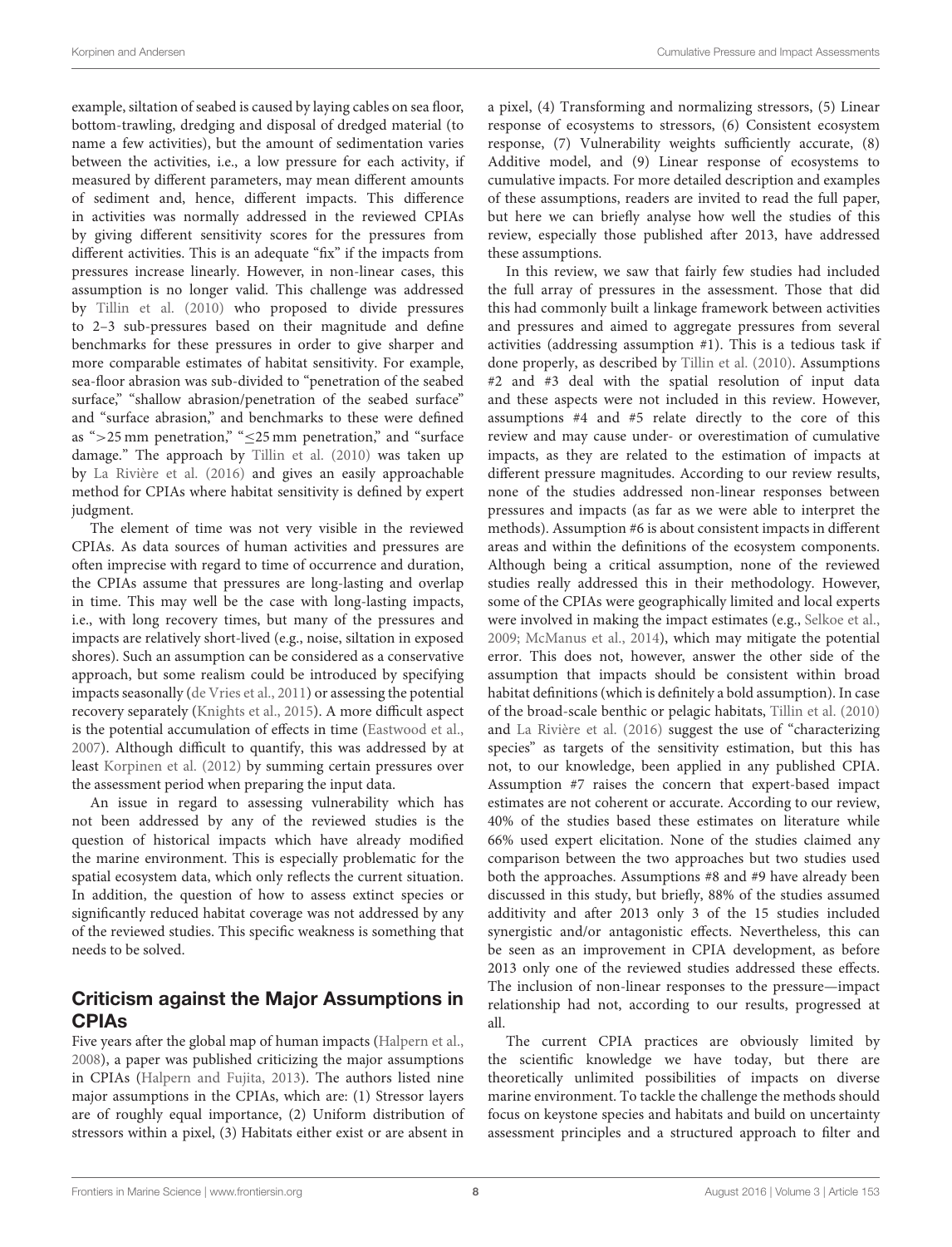example, siltation of seabed is caused by laying cables on sea floor, bottom-trawling, dredging and disposal of dredged material (to name a few activities), but the amount of sedimentation varies between the activities, i.e., a low pressure for each activity, if measured by different parameters, may mean different amounts of sediment and, hence, different impacts. This difference in activities was normally addressed in the reviewed CPIAs by giving different sensitivity scores for the pressures from different activities. This is an adequate "fix" if the impacts from pressures increase linearly. However, in non-linear cases, this assumption is no longer valid. This challenge was addressed by Tillin et al. (2010) who proposed to divide pressures to 2–3 sub-pressures based on their magnitude and define benchmarks for these pressures in order to give sharper and more comparable estimates of habitat sensitivity. For example, sea-floor abrasion was sub-divided to "penetration of the seabed surface," "shallow abrasion/penetration of the seabed surface" and "surface abrasion," and benchmarks to these were defined as ">25 mm penetration," "≤25 mm penetration," and "surface damage." The approach by Tillin et al. (2010) was taken up by La Rivière et al. (2016) and gives an easily approachable method for CPIAs where habitat sensitivity is defined by expert judgment.

The element of time was not very visible in the reviewed CPIAs. As data sources of human activities and pressures are often imprecise with regard to time of occurrence and duration, the CPIAs assume that pressures are long-lasting and overlap in time. This may well be the case with long-lasting impacts, i.e., with long recovery times, but many of the pressures and impacts are relatively short-lived (e.g., noise, siltation in exposed shores). Such an assumption can be considered as a conservative approach, but some realism could be introduced by specifying impacts seasonally (de Vries et al., 2011) or assessing the potential recovery separately (Knights et al., 2015). A more difficult aspect is the potential accumulation of effects in time (Eastwood et al., 2007). Although difficult to quantify, this was addressed by at least Korpinen et al. (2012) by summing certain pressures over the assessment period when preparing the input data.

An issue in regard to assessing vulnerability which has not been addressed by any of the reviewed studies is the question of historical impacts which have already modified the marine environment. This is especially problematic for the spatial ecosystem data, which only reflects the current situation. In addition, the question of how to assess extinct species or significantly reduced habitat coverage was not addressed by any of the reviewed studies. This specific weakness is something that needs to be solved.

## Criticism against the Major Assumptions in CPIAs

Five years after the global map of human impacts (Halpern et al., 2008), a paper was published criticizing the major assumptions in CPIAs (Halpern and Fujita, 2013). The authors listed nine major assumptions in the CPIAs, which are: (1) Stressor layers are of roughly equal importance, (2) Uniform distribution of stressors within a pixel, (3) Habitats either exist or are absent in a pixel, (4) Transforming and normalizing stressors, (5) Linear response of ecosystems to stressors, (6) Consistent ecosystem response, (7) Vulnerability weights sufficiently accurate, (8) Additive model, and (9) Linear response of ecosystems to cumulative impacts. For more detailed description and examples of these assumptions, readers are invited to read the full paper, but here we can briefly analyse how well the studies of this review, especially those published after 2013, have addressed these assumptions.

In this review, we saw that fairly few studies had included the full array of pressures in the assessment. Those that did this had commonly built a linkage framework between activities and pressures and aimed to aggregate pressures from several activities (addressing assumption #1). This is a tedious task if done properly, as described by Tillin et al. (2010). Assumptions #2 and #3 deal with the spatial resolution of input data and these aspects were not included in this review. However, assumptions #4 and #5 relate directly to the core of this review and may cause under- or overestimation of cumulative impacts, as they are related to the estimation of impacts at different pressure magnitudes. According to our review results, none of the studies addressed non-linear responses between pressures and impacts (as far as we were able to interpret the methods). Assumption #6 is about consistent impacts in different areas and within the definitions of the ecosystem components. Although being a critical assumption, none of the reviewed studies really addressed this in their methodology. However, some of the CPIAs were geographically limited and local experts were involved in making the impact estimates (e.g., Selkoe et al., 2009; McManus et al., 2014), which may mitigate the potential error. This does not, however, answer the other side of the assumption that impacts should be consistent within broad habitat definitions (which is definitely a bold assumption). In case of the broad-scale benthic or pelagic habitats, Tillin et al. (2010) and La Rivière et al. (2016) suggest the use of "characterizing species" as targets of the sensitivity estimation, but this has not, to our knowledge, been applied in any published CPIA. Assumption #7 raises the concern that expert-based impact estimates are not coherent or accurate. According to our review, 40% of the studies based these estimates on literature while 66% used expert elicitation. None of the studies claimed any comparison between the two approaches but two studies used both the approaches. Assumptions #8 and #9 have already been discussed in this study, but briefly, 88% of the studies assumed additivity and after 2013 only 3 of the 15 studies included synergistic and/or antagonistic effects. Nevertheless, this can be seen as an improvement in CPIA development, as before 2013 only one of the reviewed studies addressed these effects. The inclusion of non-linear responses to the pressure—impact relationship had not, according to our results, progressed at all.

The current CPIA practices are obviously limited by the scientific knowledge we have today, but there are theoretically unlimited possibilities of impacts on diverse marine environment. To tackle the challenge the methods should focus on keystone species and habitats and build on uncertainty assessment principles and a structured approach to filter and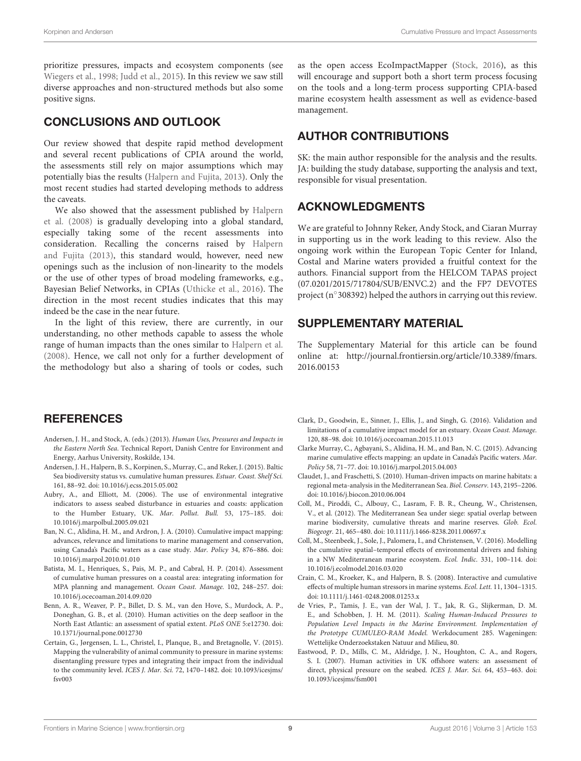prioritize pressures, impacts and ecosystem components (see Wiegers et al., 1998; Judd et al., 2015). In this review we saw still diverse approaches and non-structured methods but also some positive signs.

## CONCLUSIONS AND OUTLOOK

Our review showed that despite rapid method development and several recent publications of CPIA around the world, the assessments still rely on major assumptions which may potentially bias the results (Halpern and Fujita, 2013). Only the most recent studies had started developing methods to address the caveats.

We also showed that the assessment published by Halpern et al. (2008) is gradually developing into a global standard, especially taking some of the recent assessments into consideration. Recalling the concerns raised by Halpern and Fujita (2013), this standard would, however, need new openings such as the inclusion of non-linearity to the models or the use of other types of broad modeling frameworks, e.g., Bayesian Belief Networks, in CPIAs (Uthicke et al., 2016). The direction in the most recent studies indicates that this may indeed be the case in the near future.

In the light of this review, there are currently, in our understanding, no other methods capable to assess the whole range of human impacts than the ones similar to Halpern et al. (2008). Hence, we call not only for a further development of the methodology but also a sharing of tools or codes, such as the open access EcoImpactMapper (Stock, 2016), as this will encourage and support both a short term process focusing on the tools and a long-term process supporting CPIA-based marine ecosystem health assessment as well as evidence-based management.

## AUTHOR CONTRIBUTIONS

SK: the main author responsible for the analysis and the results. JA: building the study database, supporting the analysis and text, responsible for visual presentation.

## ACKNOWLEDGMENTS

We are grateful to Johnny Reker, Andy Stock, and Ciaran Murray in supporting us in the work leading to this review. Also the ongoing work within the European Topic Center for Inland, Costal and Marine waters provided a fruitful context for the authors. Financial support from the HELCOM TAPAS project (07.0201/2015/717804/SUB/ENVC.2) and the FP7 DEVOTES project (n°308392) helped the authors in carrying out this review.

## SUPPLEMENTARY MATERIAL

The Supplementary Material for this article can be found online at: http://journal.frontiersin.org/article/10.3389/fmars.2016.00153

## REFERENCES

Andersen, J. H., and Stock, A. (eds.) (2013). *Human Uses, Pressures and Impacts in the Eastern North Sea*. Technical Report, Danish Centre for Environment and Energy, Aarhus University, Roskilde, 134.

Andersen, J. H., Halpern, B. S., Korpinen, S., Murray, C., and Reker, J. (2015). Baltic Sea biodiversity status vs. cumulative human pressures. *Estuar. Coast. Shelf Sci.* 161, 88–92. doi: 10.1016/j.ecss.2015.05.002

Aubry, A., and Elliott, M. (2006). The use of environmental integrative indicators to assess seabed disturbance in estuaries and coasts: application to the Humber Estuary, UK. *Mar. Pollut. Bull.* 53, 175–185. doi: 10.1016/j.marpolbul.2005.09.021

Ban, N. C., Alidina, H. M., and Ardron, J. A. (2010). Cumulative impact mapping: advances, relevance and limitations to marine management and conservation, using Canada's Pacific waters as a case study. *Mar. Policy* 34, 876–886. doi: 10.1016/j.marpol.2010.01.010

Batista, M. I., Henriques, S., Pais, M. P., and Cabral, H. P. (2014). Assessment of cumulative human pressures on a coastal area: integrating information for MPA planning and management. *Ocean Coast. Manage.* 102, 248–257. doi: 10.1016/j.ocecoaman.2014.09.020

Benn, A. R., Weaver, P. P., Billet, D. S. M., van den Hove, S., Murdock, A. P., Doneghan, G. B., et al. (2010). Human activities on the deep seafloor in the North East Atlantic: an assessment of spatial extent. *PLoS ONE* 5:e12730. doi: 10.1371/journal.pone.0012730

Certain, G., Jørgensen, L. L., Christel, I., Planque, B., and Bretagnolle, V. (2015). Mapping the vulnerability of animal community to pressure in marine systems: disentangling pressure types and integrating their impact from the individual to the community level. *ICES J. Mar. Sci.* 72, 1470–1482. doi: 10.1093/icesjms/fsv003

Clark, D., Goodwin, E., Sinner, J., Ellis, J., and Singh, G. (2016). Validation and limitations of a cumulative impact model for an estuary. *Ocean Coast. Manage.* 120, 88–98. doi: 10.1016/j.ocecoaman.2015.11.013

Clarke Murray, C., Agbayani, S., Alidina, H. M., and Ban, N. C. (2015). Advancing marine cumulative effects mapping: an update in Canada's Pacific waters. *Mar. Policy* 58, 71–77. doi: 10.1016/j.marpol.2015.04.003

Claudet, J., and Fraschetti, S. (2010). Human-driven impacts on marine habitats: a regional meta-analysis in the Mediterranean Sea. *Biol. Conserv.* 143, 2195–2206. doi: 10.1016/j.biocon.2010.06.004

Coll, M., Piroddi, C., Albouy, C., Lasram, F. B. R., Cheung, W., Christensen, V., et al. (2012). The Mediterranean Sea under siege: spatial overlap between marine biodiversity, cumulative threats and marine reserves. *Glob. Ecol. Biogeogr.* 21, 465–480. doi: 10.1111/j.1466-8238.2011.00697.x

Coll, M., Steenbeek, J., Sole, J., Palomera, I., and Christensen, V. (2016). Modelling the cumulative spatial–temporal effects of environmental drivers and fishing in a NW Mediterranean marine ecosystem. *Ecol. Indic.* 331, 100–114. doi: 10.1016/j.ecolmodel.2016.03.020

Crain, C. M., Kroeker, K., and Halpern, B. S. (2008). Interactive and cumulative effects of multiple human stressors in marine systems. *Ecol. Lett.* 11, 1304–1315. doi: 10.1111/j.1461-0248.2008.01253.x

de Vries, P., Tamis, J. E., van der Wal, J. T., Jak, R. G., Slijkerman, D. M. E., and Schobben, J. H. M. (2011). *Scaling Human-Induced Pressures to Population Level Impacts in the Marine Environment. Implementation of the Prototype CUMULEO-RAM Model.* Werkdocument 285. Wageningen: Wettelijke Onderzoekstaken Natuur and Milieu, 80.

Eastwood, P. D., Mills, C. M., Aldridge, J. N., Houghton, C. A., and Rogers, S. I. (2007). Human activities in UK offshore waters: an assessment of direct, physical pressure on the seabed. *ICES J. Mar. Sci.* 64, 453–463. doi: 10.1093/icesjms/fsm001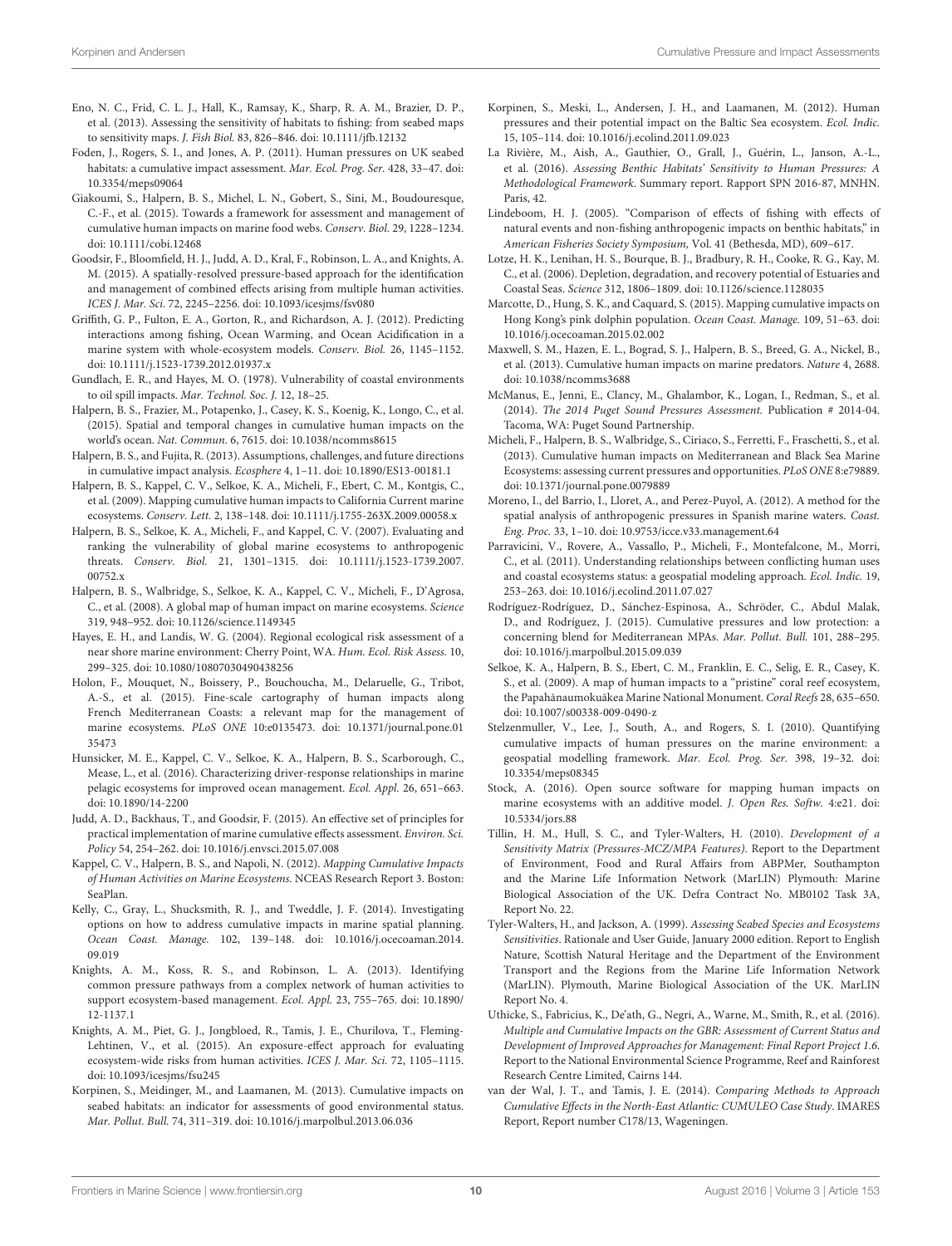Eno, N. C., Frid, C. L. J., Hall, K., Ramsay, K., Sharp, R. A. M., Brazier, D. P., et al. (2013). Assessing the sensitivity of habitats to fishing: from seabed maps to sensitivity maps. *J. Fish Biol.* 83, 826–846. doi: 10.1111/jfb.12132

Foden, J., Rogers, S. I., and Jones, A. P. (2011). Human pressures on UK seabed habitats: a cumulative impact assessment. *Mar. Ecol. Prog. Ser.* 428, 33–47. doi: 10.3354/meps09064

Giakoumi, S., Halpern, B. S., Michel, L. N., Gobert, S., Sini, M., Boudouresque, C.-F., et al. (2015). Towards a framework for assessment and management of cumulative human impacts on marine food webs. *Conserv. Biol.* 29, 1228–1234. doi: 10.1111/cobi.12468

Goodsir, F., Bloomfield, H. J., Judd, A. D., Kral, F., Robinson, L. A., and Knights, A. M. (2015). A spatially-resolved pressure-based approach for the identification and management of combined effects arising from multiple human activities. *ICES J. Mar. Sci.* 72, 2245–2256. doi: 10.1093/icesjms/fsv080

Griffith, G. P., Fulton, E. A., Gorton, R., and Richardson, A. J. (2012). Predicting interactions among fishing, Ocean Warming, and Ocean Acidification in a marine system with whole-ecosystem models. *Conserv. Biol.* 26, 1145–1152. doi: 10.1111/j.1523-1739.2012.01937.x

Gundlach, E. R., and Hayes, M. O. (1978). Vulnerability of coastal environments to oil spill impacts. *Mar. Technol. Soc. J.* 12, 18–25.

Halpern, B. S., Frazier, M., Potapenko, J., Casey, K. S., Koenig, K., Longo, C., et al. (2015). Spatial and temporal changes in cumulative human impacts on the world's ocean. *Nat. Commun.* 6, 7615. doi: 10.1038/ncomms8615

Halpern, B. S., and Fujita, R. (2013). Assumptions, challenges, and future directions in cumulative impact analysis. *Ecosphere* 4, 1–11. doi: 10.1890/ES13-00181.1

Halpern, B. S., Kappel, C. V., Selkoe, K. A., Micheli, F., Ebert, C. M., Kontgis, C., et al. (2009). Mapping cumulative human impacts to California Current marine ecosystems. *Conserv. Lett.* 2, 138–148. doi: 10.1111/j.1755-263X.2009.00058.x

Halpern, B. S., Selkoe, K. A., Micheli, F., and Kappel, C. V. (2007). Evaluating and ranking the vulnerability of global marine ecosystems to anthropogenic threats. *Conserv. Biol.* 21, 1301–1315. doi: 10.1111/j.1523-1739.2007.00752.x

Halpern, B. S., Walbridge, S., Selkoe, K. A., Kappel, C. V., Micheli, F., D'Agrosa, C., et al. (2008). A global map of human impact on marine ecosystems. *Science* 319, 948–952. doi: 10.1126/science.1149345

Hayes, E. H., and Landis, W. G. (2004). Regional ecological risk assessment of a near shore marine environment: Cherry Point, WA. *Hum. Ecol. Risk Assess.* 10, 299–325. doi: 10.1080/10807030490438256

Holon, F., Mouquet, N., Boissery, P., Bouchoucha, M., Delaruelle, G., Tribot, A.-S., et al. (2015). Fine-scale cartography of human impacts along French Mediterranean Coasts: a relevant map for the management of marine ecosystems. *PLoS ONE* 10:e0135473. doi: 10.1371/journal.pone.0135473

Hunsicker, M. E., Kappel, C. V., Selkoe, K. A., Halpern, B. S., Scarborough, C., Mease, L., et al. (2016). Characterizing driver-response relationships in marine pelagic ecosystems for improved ocean management. *Ecol. Appl.* 26, 651–663. doi: 10.1890/14-2200

Judd, A. D., Backhaus, T., and Goodsir, F. (2015). An effective set of principles for practical implementation of marine cumulative effects assessment. *Environ. Sci. Policy* 54, 254–262. doi: 10.1016/j.envsci.2015.07.008

Kappel, C. V., Halpern, B. S., and Napoli, N. (2012). *Mapping Cumulative Impacts of Human Activities on Marine Ecosystems*. NCEAS Research Report 3. Boston: SeaPlan.

Kelly, C., Gray, L., Shucksmith, R. J., and Tweddle, J. F. (2014). Investigating options on how to address cumulative impacts in marine spatial planning. *Ocean Coast. Manage.* 102, 139–148. doi: 10.1016/j.ocecoaman.2014.09.019

Knights, A. M., Koss, R. S., and Robinson, L. A. (2013). Identifying common pressure pathways from a complex network of human activities to support ecosystem-based management. *Ecol. Appl.* 23, 755–765. doi: 10.1890/12-1137.1

Knights, A. M., Piet, G. J., Jongbloed, R., Tamis, J. E., Churilova, T., Fleming-Lehtinen, V., et al. (2015). An exposure-effect approach for evaluating ecosystem-wide risks from human activities. *ICES J. Mar. Sci.* 72, 1105–1115. doi: 10.1093/icesjms/fsu245

Korpinen, S., Meidinger, M., and Laamanen, M. (2013). Cumulative impacts on seabed habitats: an indicator for assessments of good environmental status. *Mar. Pollut. Bull.* 74, 311–319. doi: 10.1016/j.marpolbul.2013.06.036

Korpinen, S., Meski, L., Andersen, J. H., and Laamanen, M. (2012). Human pressures and their potential impact on the Baltic Sea ecosystem. *Ecol. Indic.* 15, 105–114. doi: 10.1016/j.ecolind.2011.09.023

La Rivière, M., Aish, A., Gauthier, O., Grall, J., Guérin, L., Janson, A.-L., et al. (2016). *Assessing Benthic Habitats' Sensitivity to Human Pressures: A Methodological Framework*. Summary report. Rapport SPN 2016-87, MNHN. Paris, 42.

Lindeboom, H. J. (2005). "Comparison of effects of fishing with effects of natural events and non-fishing anthropogenic impacts on benthic habitats," in *American Fisheries Society Symposium,* Vol. 41 (Bethesda, MD), 609–617.

Lotze, H. K., Lenihan, H. S., Bourque, B. J., Bradbury, R. H., Cooke, R. G., Kay, M. C., et al. (2006). Depletion, degradation, and recovery potential of Estuaries and Coastal Seas. *Science* 312, 1806–1809. doi: 10.1126/science.1128035

Marcotte, D., Hung, S. K., and Caquard, S. (2015). Mapping cumulative impacts on Hong Kong's pink dolphin population. *Ocean Coast. Manage.* 109, 51–63. doi: 10.1016/j.ocecoaman.2015.02.002

Maxwell, S. M., Hazen, E. L., Bograd, S. J., Halpern, B. S., Breed, G. A., Nickel, B., et al. (2013). Cumulative human impacts on marine predators. *Nature* 4, 2688. doi: 10.1038/ncomms3688

McManus, E., Jenni, E., Clancy, M., Ghalambor, K., Logan, I., Redman, S., et al. (2014). *The 2014 Puget Sound Pressures Assessment.* Publication # 2014-04. Tacoma, WA: Puget Sound Partnership.

Micheli, F., Halpern, B. S., Walbridge, S., Ciriaco, S., Ferretti, F., Fraschetti, S., et al. (2013). Cumulative human impacts on Mediterranean and Black Sea Marine Ecosystems: assessing current pressures and opportunities. *PLoS ONE* 8:e79889. doi: 10.1371/journal.pone.0079889

Moreno, I., del Barrio, I., Lloret, A., and Perez-Puyol, A. (2012). A method for the spatial analysis of anthropogenic pressures in Spanish marine waters. *Coast. Eng. Proc.* 33, 1–10. doi: 10.9753/icce.v33.management.64

Parravicini, V., Rovere, A., Vassallo, P., Micheli, F., Montefalcone, M., Morri, C., et al. (2011). Understanding relationships between conflicting human uses and coastal ecosystems status: a geospatial modeling approach. *Ecol. Indic.* 19, 253–263. doi: 10.1016/j.ecolind.2011.07.027

Rodríguez-Rodríguez, D., Sánchez-Espinosa, A., Schröder, C., Abdul Malak, D., and Rodríguez, J. (2015). Cumulative pressures and low protection: a concerning blend for Mediterranean MPAs. *Mar. Pollut. Bull.* 101, 288–295. doi: 10.1016/j.marpolbul.2015.09.039

Selkoe, K. A., Halpern, B. S., Ebert, C. M., Franklin, E. C., Selig, E. R., Casey, K. S., et al. (2009). A map of human impacts to a "pristine" coral reef ecosystem, the Papahānaumokuākea Marine National Monument. *Coral Reefs* 28, 635–650. doi: 10.1007/s00338-009-0490-z

Stelzenmuller, V., Lee, J., South, A., and Rogers, S. I. (2010). Quantifying cumulative impacts of human pressures on the marine environment: a geospatial modelling framework. *Mar. Ecol. Prog. Ser.* 398, 19–32. doi: 10.3354/meps08345

Stock, A. (2016). Open source software for mapping human impacts on marine ecosystems with an additive model. *J. Open Res. Softw.* 4:e21. doi: 10.5334/jors.88

Tillin, H. M., Hull, S. C., and Tyler-Walters, H. (2010). *Development of a Sensitivity Matrix (Pressures-MCZ/MPA Features)*. Report to the Department of Environment, Food and Rural Affairs from ABPMer, Southampton and the Marine Life Information Network (MarLIN) Plymouth: Marine Biological Association of the UK. Defra Contract No. MB0102 Task 3A, Report No. 22.

Tyler-Walters, H., and Jackson, A. (1999). *Assessing Seabed Species and Ecosystems Sensitivities*. Rationale and User Guide, January 2000 edition. Report to English Nature, Scottish Natural Heritage and the Department of the Environment Transport and the Regions from the Marine Life Information Network (MarLIN). Plymouth, Marine Biological Association of the UK. MarLIN Report No. 4.

Uthicke, S., Fabricius, K., De'ath, G., Negri, A., Warne, M., Smith, R., et al. (2016). *Multiple and Cumulative Impacts on the GBR: Assessment of Current Status and Development of Improved Approaches for Management: Final Report Project 1.6.* Report to the National Environmental Science Programme, Reef and Rainforest Research Centre Limited, Cairns 144.

van der Wal, J. T., and Tamis, J. E. (2014). *Comparing Methods to Approach Cumulative Effects in the North-East Atlantic: CUMULEO Case Study*. IMARES Report, Report number C178/13, Wageningen.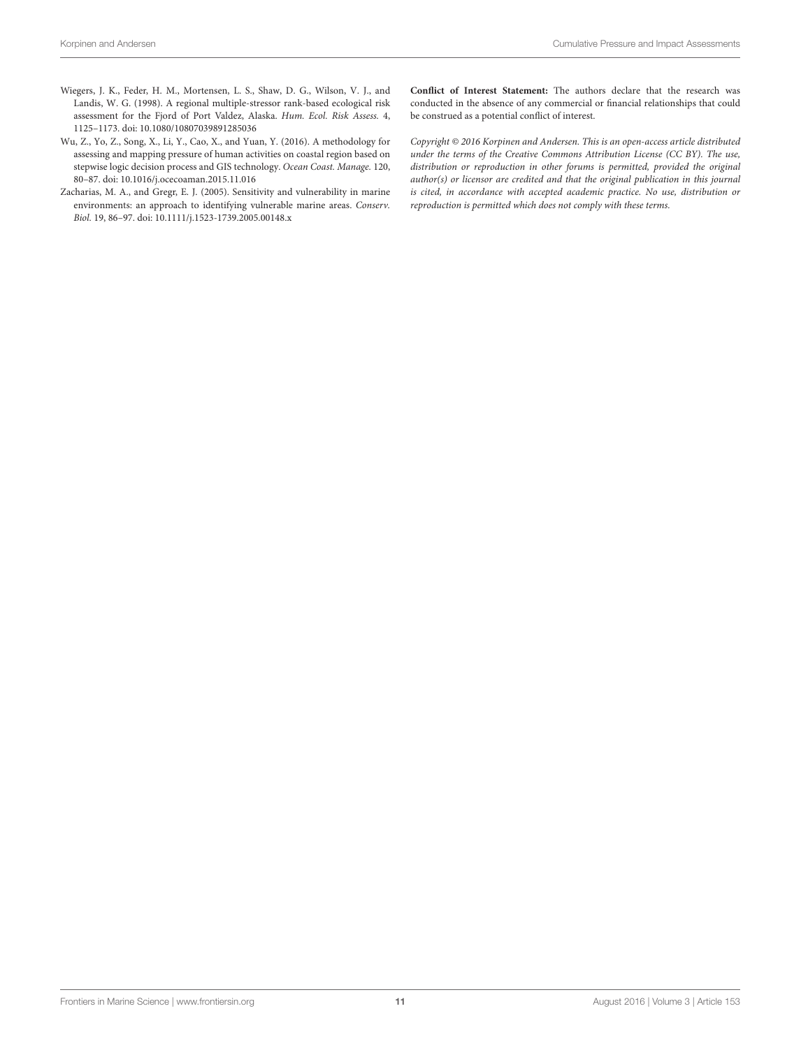Wiegers, J. K., Feder, H. M., Mortensen, L. S., Shaw, D. G., Wilson, V. J., and Landis, W. G. (1998). A regional multiple-stressor rank-based ecological risk assessment for the Fjord of Port Valdez, Alaska. *Hum. Ecol. Risk Assess.* 4, 1125–1173. doi: 10.1080/10807039891285036

Wu, Z., Yo, Z., Song, X., Li, Y., Cao, X., and Yuan, Y. (2016). A methodology for assessing and mapping pressure of human activities on coastal region based on stepwise logic decision process and GIS technology. *Ocean Coast. Manage.* 120, 80–87. doi: 10.1016/j.ocecoaman.2015.11.016

Zacharias, M. A., and Gregr, E. J. (2005). Sensitivity and vulnerability in marine environments: an approach to identifying vulnerable marine areas. *Conserv. Biol.* 19, 86–97. doi: 10.1111/j.1523-1739.2005.00148.x

**Conflict of Interest Statement:** The authors declare that the research was conducted in the absence of any commercial or financial relationships that could be construed as a potential conflict of interest.

*Copyright © 2016 Korpinen and Andersen. This is an open-access article distributed under the terms of the Creative Commons Attribution License (CC BY). The use, distribution or reproduction in other forums is permitted, provided the original author(s) or licensor are credited and that the original publication in this journal is cited, in accordance with accepted academic practice. No use, distribution or reproduction is permitted which does not comply with these terms.*